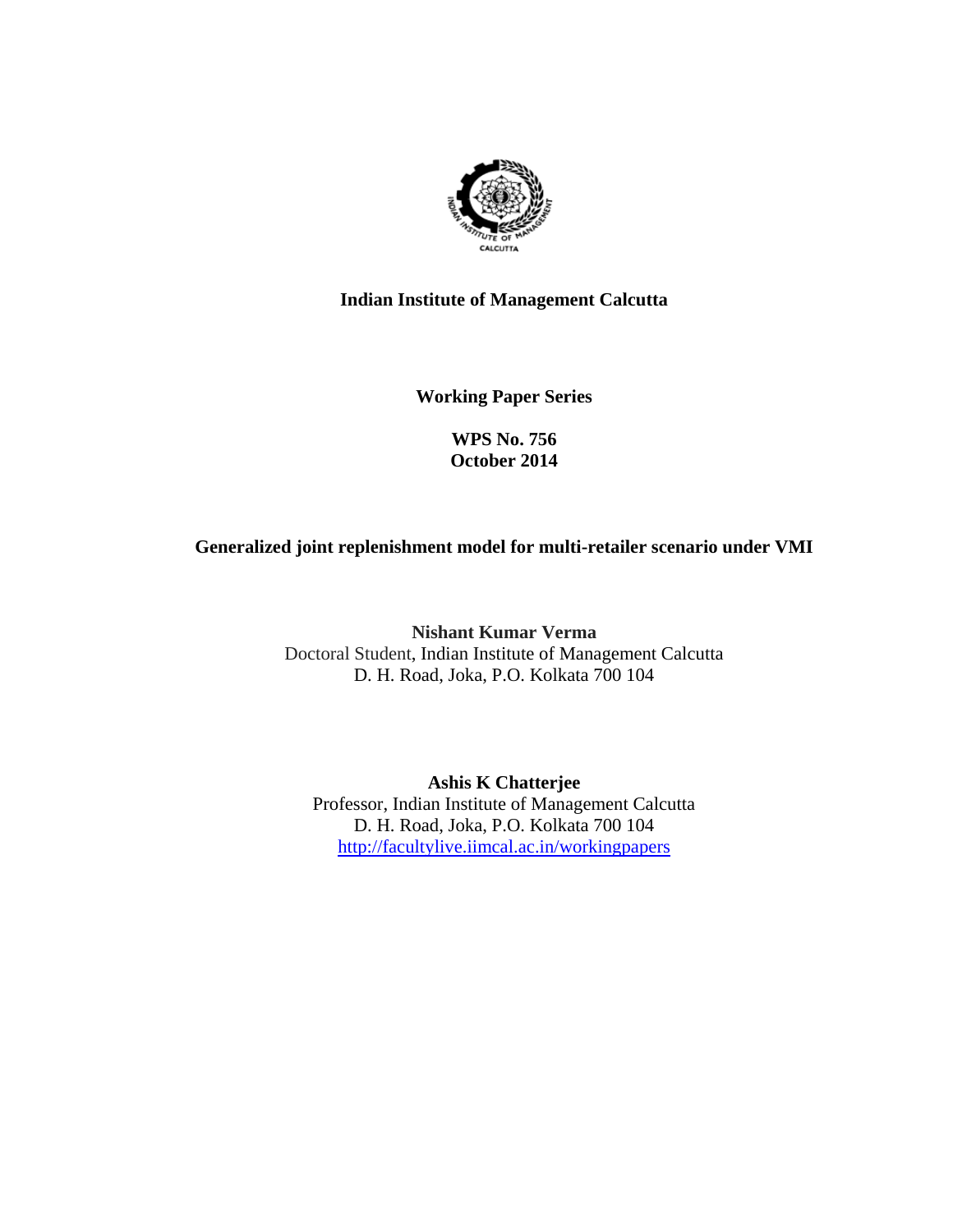**Indian Institute of Management Calcutta**

**Working Paper Series**

**WPS No. 756**
**October 2014**

**Generalized joint replenishment model for multi-retailer scenario under VMI**

**Nishant Kumar Verma**
Doctoral Student, Indian Institute of Management Calcutta
D. H. Road, Joka, P.O. Kolkata 700 104

**Ashis K Chatterjee**
Professor, Indian Institute of Management Calcutta
D. H. Road, Joka, P.O. Kolkata 700 104
http://facultylive.iimcal.ac.in/workingpapers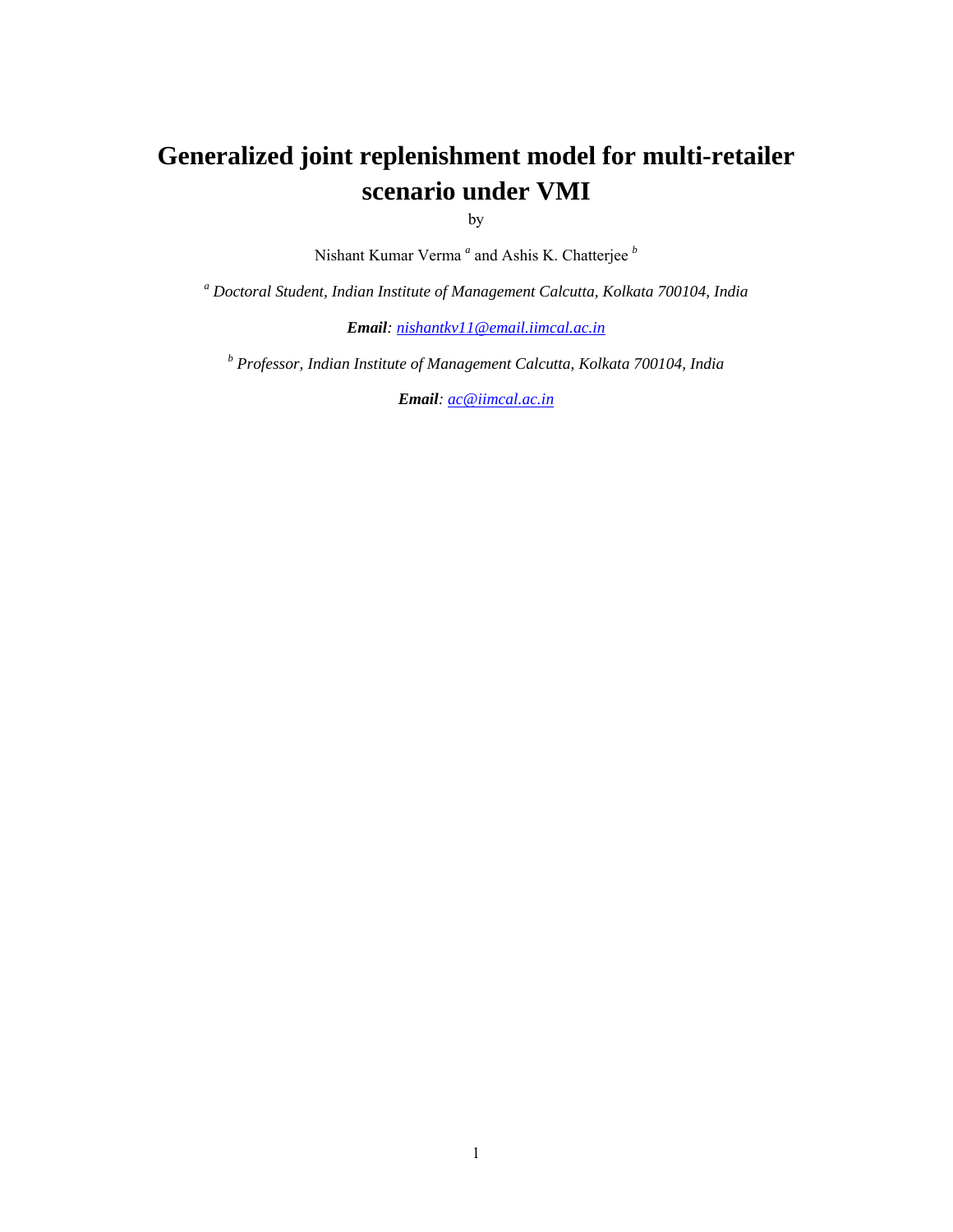# Generalized joint replenishment model for multi-retailer scenario under VMI

by

Nishant Kumar Verma [a] and Ashis K. Chatterjee [b]

[a] *Doctoral Student, Indian Institute of Management Calcutta, Kolkata 700104, India*

***Email**: nishantkv11@email.iimcal.ac.in*

[b] *Professor, Indian Institute of Management Calcutta, Kolkata 700104, India*

***Email**: ac@iimcal.ac.in*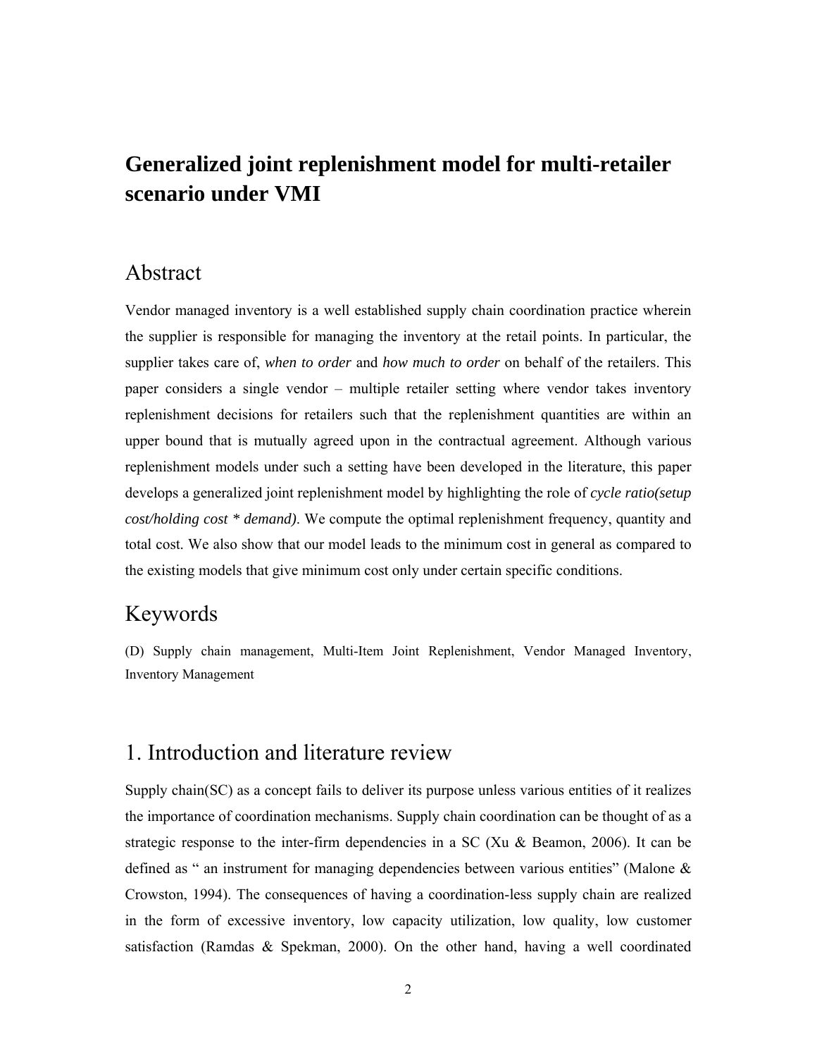# Generalized joint replenishment model for multi-retailer scenario under VMI

## Abstract

Vendor managed inventory is a well established supply chain coordination practice wherein the supplier is responsible for managing the inventory at the retail points. In particular, the supplier takes care of, *when to order* and *how much to order* on behalf of the retailers. This paper considers a single vendor – multiple retailer setting where vendor takes inventory replenishment decisions for retailers such that the replenishment quantities are within an upper bound that is mutually agreed upon in the contractual agreement. Although various replenishment models under such a setting have been developed in the literature, this paper develops a generalized joint replenishment model by highlighting the role of *cycle ratio(setup cost/holding cost * demand)*. We compute the optimal replenishment frequency, quantity and total cost. We also show that our model leads to the minimum cost in general as compared to the existing models that give minimum cost only under certain specific conditions.

## Keywords

(D) Supply chain management, Multi-Item Joint Replenishment, Vendor Managed Inventory, Inventory Management

## 1. Introduction and literature review

Supply chain(SC) as a concept fails to deliver its purpose unless various entities of it realizes the importance of coordination mechanisms. Supply chain coordination can be thought of as a strategic response to the inter-firm dependencies in a SC (Xu & Beamon, 2006). It can be defined as " an instrument for managing dependencies between various entities" (Malone & Crowston, 1994). The consequences of having a coordination-less supply chain are realized in the form of excessive inventory, low capacity utilization, low quality, low customer satisfaction (Ramdas & Spekman, 2000). On the other hand, having a well coordinated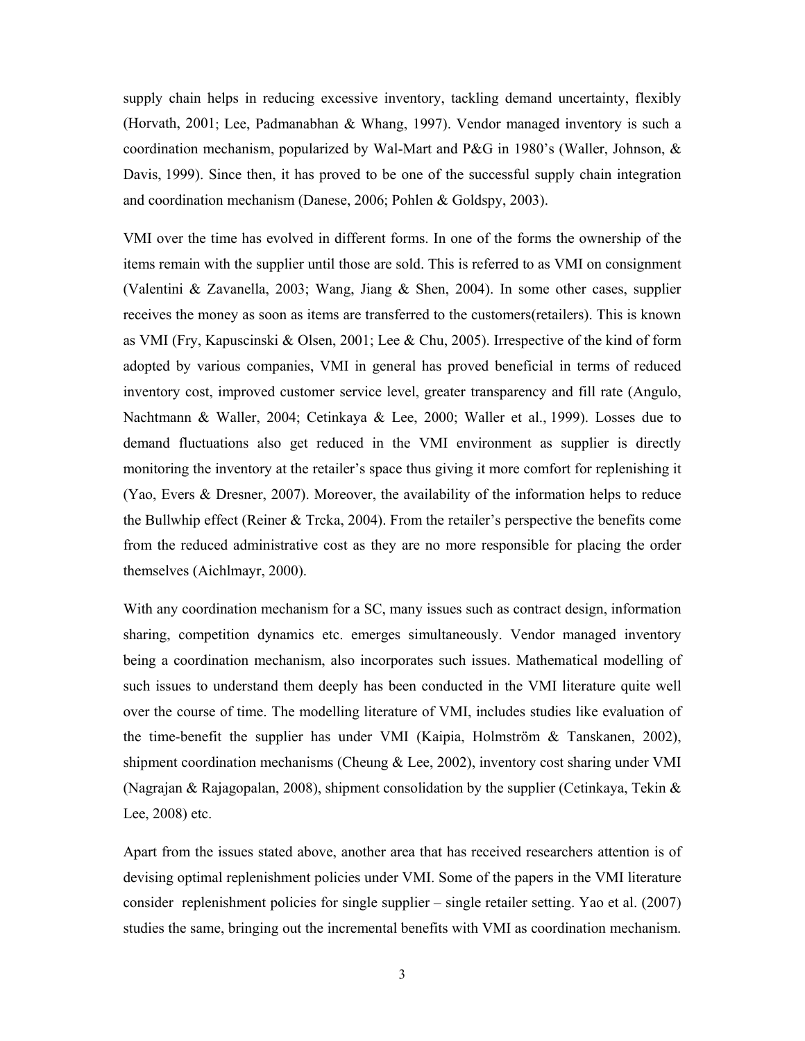supply chain helps in reducing excessive inventory, tackling demand uncertainty, flexibly (Horvath, 2001; Lee, Padmanabhan & Whang, 1997). Vendor managed inventory is such a coordination mechanism, popularized by Wal-Mart and P&G in 1980's (Waller, Johnson, & Davis, 1999). Since then, it has proved to be one of the successful supply chain integration and coordination mechanism (Danese, 2006; Pohlen & Goldspy, 2003).

VMI over the time has evolved in different forms. In one of the forms the ownership of the items remain with the supplier until those are sold. This is referred to as VMI on consignment (Valentini & Zavanella, 2003; Wang, Jiang & Shen, 2004). In some other cases, supplier receives the money as soon as items are transferred to the customers(retailers). This is known as VMI (Fry, Kapuscinski & Olsen, 2001; Lee & Chu, 2005). Irrespective of the kind of form adopted by various companies, VMI in general has proved beneficial in terms of reduced inventory cost, improved customer service level, greater transparency and fill rate (Angulo, Nachtmann & Waller, 2004; Cetinkaya & Lee, 2000; Waller et al., 1999). Losses due to demand fluctuations also get reduced in the VMI environment as supplier is directly monitoring the inventory at the retailer's space thus giving it more comfort for replenishing it (Yao, Evers & Dresner, 2007). Moreover, the availability of the information helps to reduce the Bullwhip effect (Reiner & Trcka, 2004). From the retailer's perspective the benefits come from the reduced administrative cost as they are no more responsible for placing the order themselves (Aichlmayr, 2000).

With any coordination mechanism for a SC, many issues such as contract design, information sharing, competition dynamics etc. emerges simultaneously. Vendor managed inventory being a coordination mechanism, also incorporates such issues. Mathematical modelling of such issues to understand them deeply has been conducted in the VMI literature quite well over the course of time. The modelling literature of VMI, includes studies like evaluation of the time-benefit the supplier has under VMI (Kaipia, Holmström & Tanskanen, 2002), shipment coordination mechanisms (Cheung & Lee, 2002), inventory cost sharing under VMI (Nagrajan & Rajagopalan, 2008), shipment consolidation by the supplier (Cetinkaya, Tekin & Lee, 2008) etc.

Apart from the issues stated above, another area that has received researchers attention is of devising optimal replenishment policies under VMI. Some of the papers in the VMI literature consider replenishment policies for single supplier – single retailer setting. Yao et al. (2007) studies the same, bringing out the incremental benefits with VMI as coordination mechanism.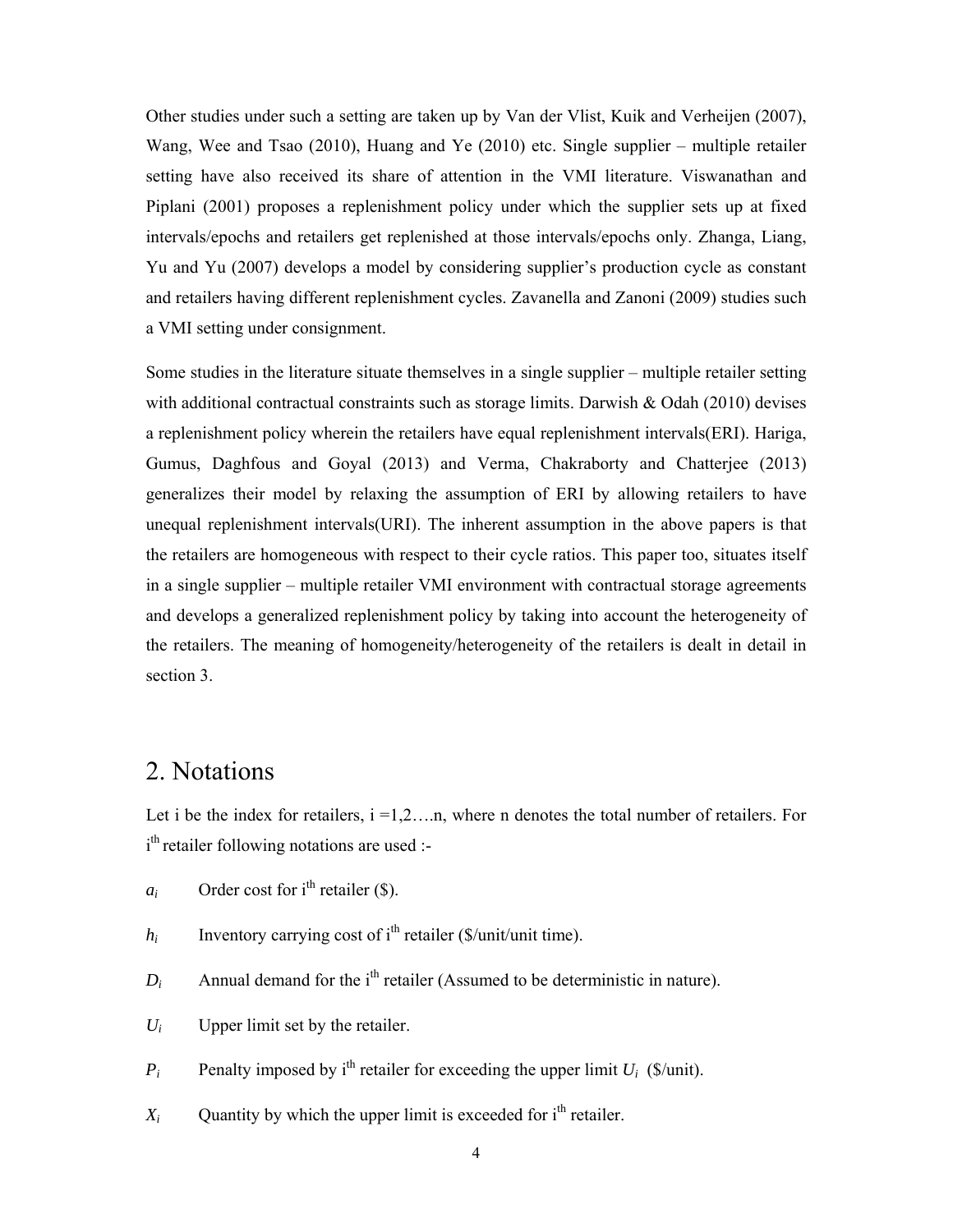Other studies under such a setting are taken up by Van der Vlist, Kuik and Verheijen (2007), Wang, Wee and Tsao (2010), Huang and Ye (2010) etc. Single supplier – multiple retailer setting have also received its share of attention in the VMI literature. Viswanathan and Piplani (2001) proposes a replenishment policy under which the supplier sets up at fixed intervals/epochs and retailers get replenished at those intervals/epochs only. Zhanga, Liang, Yu and Yu (2007) develops a model by considering supplier's production cycle as constant and retailers having different replenishment cycles. Zavanella and Zanoni (2009) studies such a VMI setting under consignment.

Some studies in the literature situate themselves in a single supplier – multiple retailer setting with additional contractual constraints such as storage limits. Darwish & Odah (2010) devises a replenishment policy wherein the retailers have equal replenishment intervals(ERI). Hariga, Gumus, Daghfous and Goyal (2013) and Verma, Chakraborty and Chatterjee (2013) generalizes their model by relaxing the assumption of ERI by allowing retailers to have unequal replenishment intervals(URI). The inherent assumption in the above papers is that the retailers are homogeneous with respect to their cycle ratios. This paper too, situates itself in a single supplier – multiple retailer VMI environment with contractual storage agreements and develops a generalized replenishment policy by taking into account the heterogeneity of the retailers. The meaning of homogeneity/heterogeneity of the retailers is dealt in detail in section 3.

## 2. Notations

Let i be the index for retailers, i =1,2….n, where n denotes the total number of retailers. For $i^{th}$ retailer following notations are used :-

$a_i$ Order cost for $i^{th}$ retailer (\$).

$h_i$ Inventory carrying cost of $i^{th}$ retailer (\$/unit/unit time).

$D_i$ Annual demand for the $i^{th}$ retailer (Assumed to be deterministic in nature).

$U_i$ Upper limit set by the retailer.

$P_i$ Penalty imposed by $i^{th}$ retailer for exceeding the upper limit $U_i$ (\$/unit).

$X_i$ Quantity by which the upper limit is exceeded for $i^{th}$ retailer.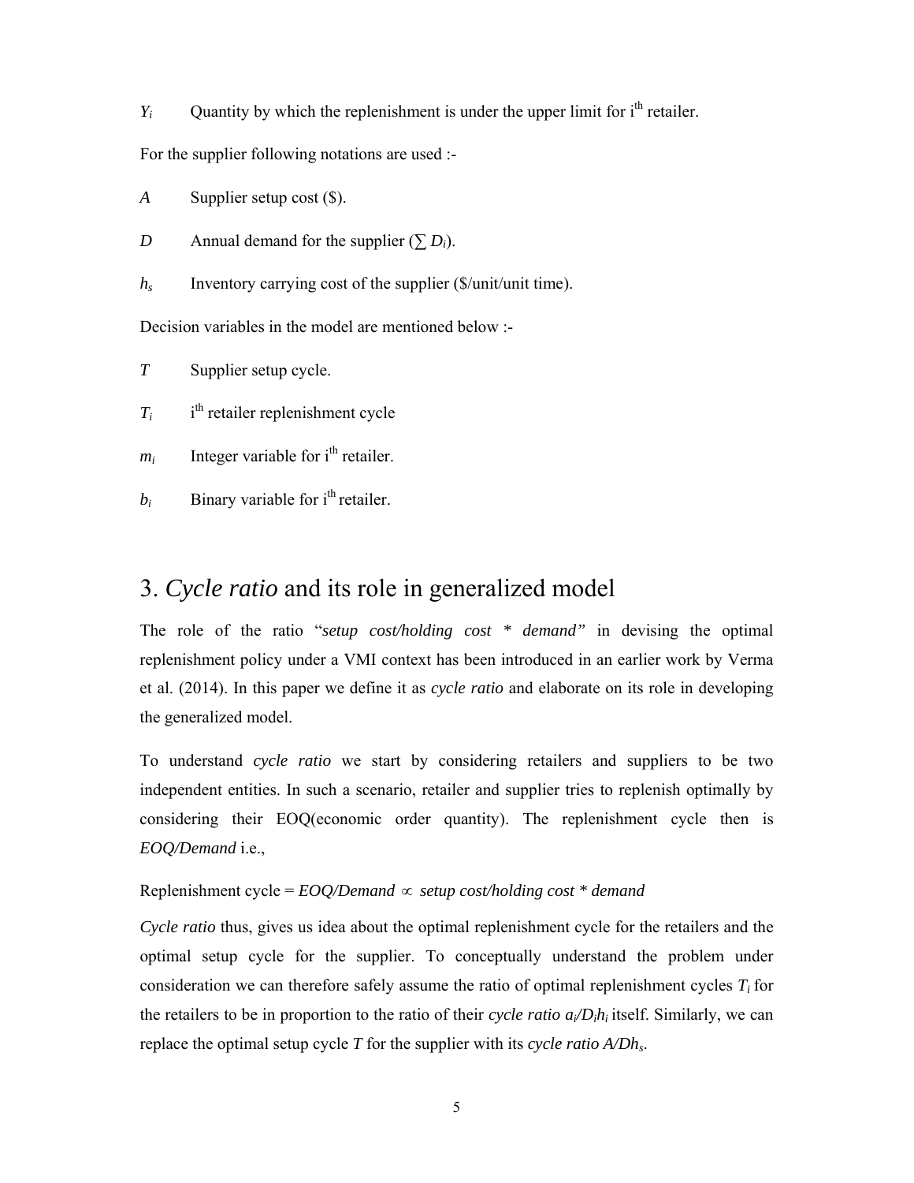$Y_i$ Quantity by which the replenishment is under the upper limit for i[th] retailer.

For the supplier following notations are used :-

$A$ Supplier setup cost ($).

$D$ Annual demand for the supplier ($\sum D_i$).

$h_s$ Inventory carrying cost of the supplier ($/unit/unit time).

Decision variables in the model are mentioned below :-

$T$ Supplier setup cycle.

$T_i$ i[th] retailer replenishment cycle

$m_i$ Integer variable for i[th] retailer.

$b_i$ Binary variable for i[th] retailer.

# 3. *Cycle ratio* and its role in generalized model

The role of the ratio "*setup cost/holding cost * demand*" in devising the optimal replenishment policy under a VMI context has been introduced in an earlier work by Verma et al. (2014). In this paper we define it as *cycle ratio* and elaborate on its role in developing the generalized model.

To understand *cycle ratio* we start by considering retailers and suppliers to be two independent entities. In such a scenario, retailer and supplier tries to replenish optimally by considering their EOQ(economic order quantity). The replenishment cycle then is *EOQ/Demand* i.e.,

Replenishment cycle = *EOQ/Demand* $\propto$ *setup cost/holding cost * demand*

*Cycle ratio* thus, gives us idea about the optimal replenishment cycle for the retailers and the optimal setup cycle for the supplier. To conceptually understand the problem under consideration we can therefore safely assume the ratio of optimal replenishment cycles $T_i$ for the retailers to be in proportion to the ratio of their *cycle ratio* $a_i/D_ih_i$ itself. Similarly, we can replace the optimal setup cycle $T$ for the supplier with its *cycle ratio* $A/Dh_s$.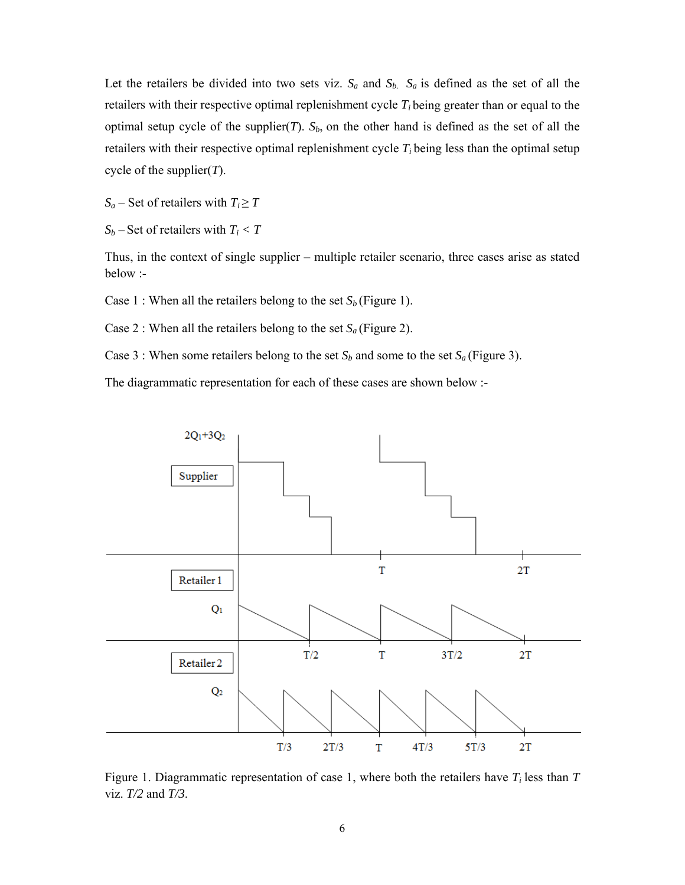Let the retailers be divided into two sets viz. $S_a$ and $S_b$. $S_a$ is defined as the set of all the retailers with their respective optimal replenishment cycle $T_i$ being greater than or equal to the optimal setup cycle of the supplier($T$). $S_b$, on the other hand is defined as the set of all the retailers with their respective optimal replenishment cycle $T_i$ being less than the optimal setup cycle of the supplier($T$).

$S_a$ – Set of retailers with $T_i \geq T$

$S_b$ – Set of retailers with $T_i < T$

Thus, in the context of single supplier – multiple retailer scenario, three cases arise as stated below :-

Case 1 : When all the retailers belong to the set $S_b$ (Figure 1).

Case 2 : When all the retailers belong to the set $S_a$ (Figure 2).

Case 3 : When some retailers belong to the set $S_b$ and some to the set $S_a$ (Figure 3).

The diagrammatic representation for each of these cases are shown below :-

Figure 1. Diagrammatic representation of case 1, where both the retailers have $T_i$ less than $T$ viz. $T/2$ and $T/3$.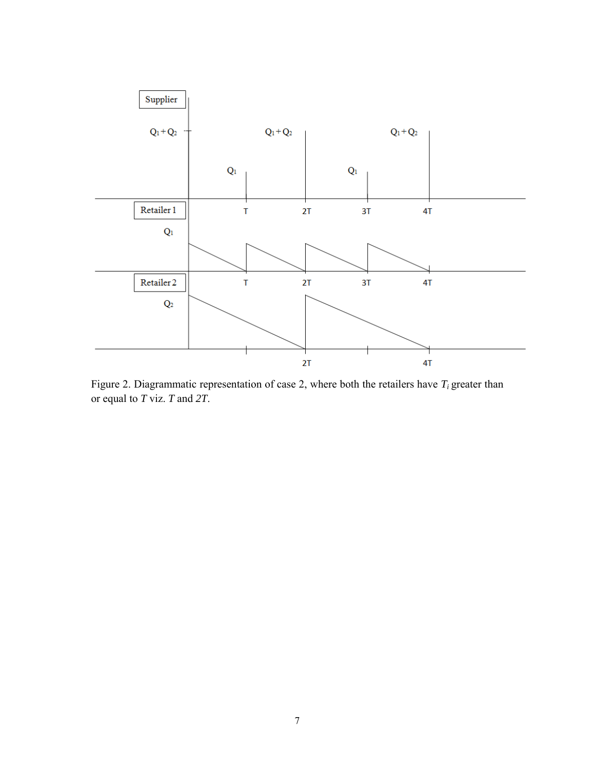Figure 2. Diagrammatic representation of case 2, where both the retailers have $T_i$ greater than or equal to $T$ viz. $T$ and $2T$.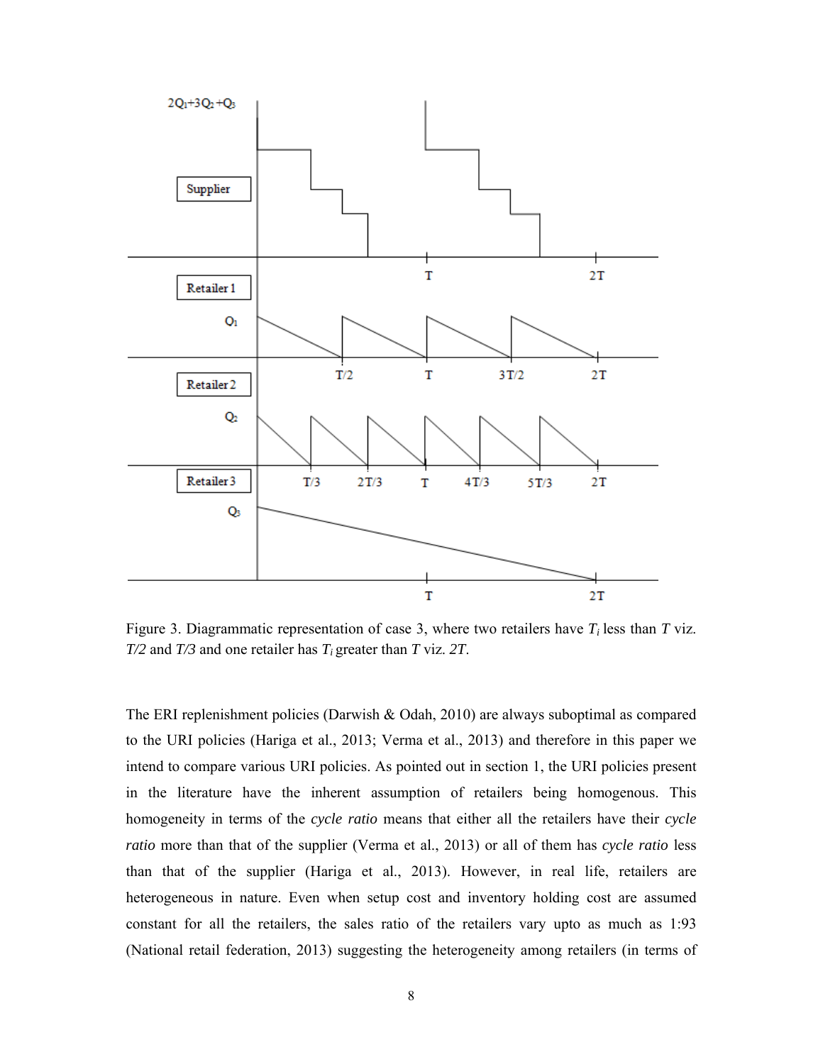Figure 3. Diagrammatic representation of case 3, where two retailers have $T_i$ less than $T$ viz. $T/2$ and $T/3$ and one retailer has $T_i$ greater than $T$ viz. $2T$.

The ERI replenishment policies (Darwish & Odah, 2010) are always suboptimal as compared to the URI policies (Hariga et al., 2013; Verma et al., 2013) and therefore in this paper we intend to compare various URI policies. As pointed out in section 1, the URI policies present in the literature have the inherent assumption of retailers being homogenous. This homogeneity in terms of the *cycle ratio* means that either all the retailers have their *cycle ratio* more than that of the supplier (Verma et al., 2013) or all of them has *cycle ratio* less than that of the supplier (Hariga et al., 2013). However, in real life, retailers are heterogeneous in nature. Even when setup cost and inventory holding cost are assumed constant for all the retailers, the sales ratio of the retailers vary upto as much as 1:93 (National retail federation, 2013) suggesting the heterogeneity among retailers (in terms of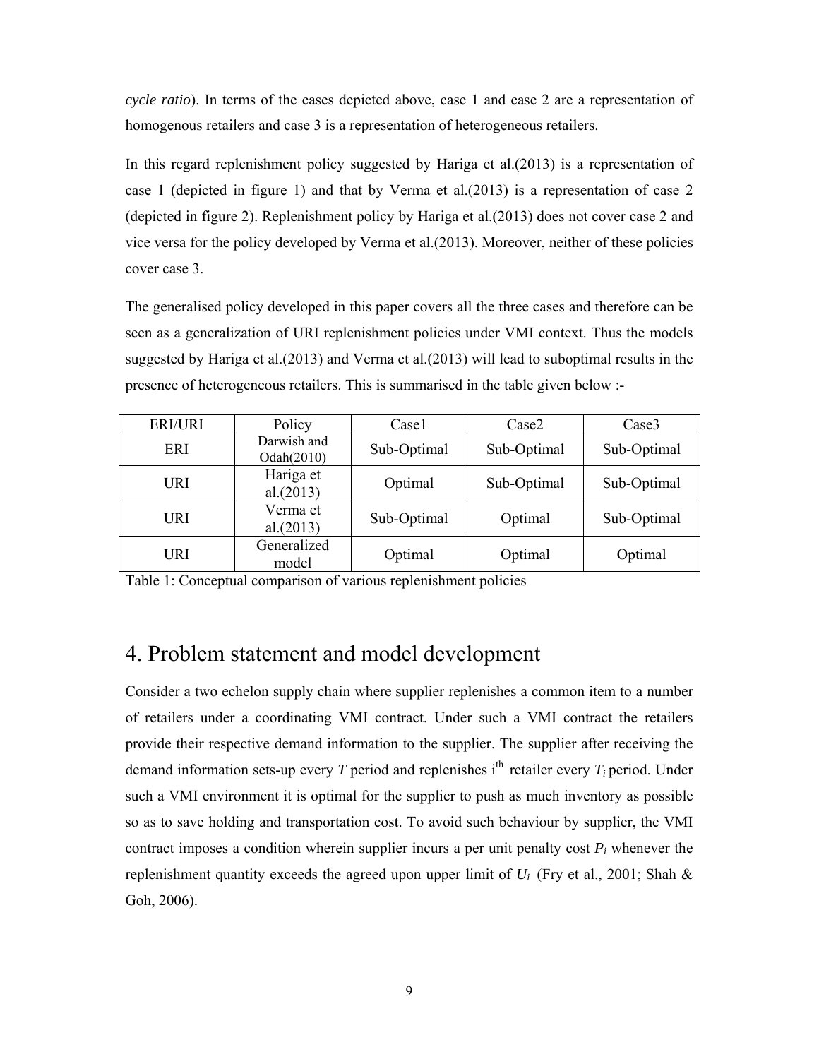*cycle ratio*). In terms of the cases depicted above, case 1 and case 2 are a representation of homogenous retailers and case 3 is a representation of heterogeneous retailers.

In this regard replenishment policy suggested by Hariga et al.(2013) is a representation of case 1 (depicted in figure 1) and that by Verma et al.(2013) is a representation of case 2 (depicted in figure 2). Replenishment policy by Hariga et al.(2013) does not cover case 2 and vice versa for the policy developed by Verma et al.(2013). Moreover, neither of these policies cover case 3.

The generalised policy developed in this paper covers all the three cases and therefore can be seen as a generalization of URI replenishment policies under VMI context. Thus the models suggested by Hariga et al.(2013) and Verma et al.(2013) will lead to suboptimal results in the presence of heterogeneous retailers. This is summarised in the table given below :-

| ERI/URI | Policy | Case1 | Case2 | Case3 |
|---|---|---|---|---|
| ERI | Darwish and Odah(2010) | Sub-Optimal | Sub-Optimal | Sub-Optimal |
| URI | Hariga et al.(2013) | Optimal | Sub-Optimal | Sub-Optimal |
| URI | Verma et al.(2013) | Sub-Optimal | Optimal | Sub-Optimal |
| URI | Generalized model | Optimal | Optimal | Optimal |

Table 1: Conceptual comparison of various replenishment policies

# 4. Problem statement and model development

Consider a two echelon supply chain where supplier replenishes a common item to a number of retailers under a coordinating VMI contract. Under such a VMI contract the retailers provide their respective demand information to the supplier. The supplier after receiving the demand information sets-up every $T$ period and replenishes $i^{th}$ retailer every $T_i$ period. Under such a VMI environment it is optimal for the supplier to push as much inventory as possible so as to save holding and transportation cost. To avoid such behaviour by supplier, the VMI contract imposes a condition wherein supplier incurs a per unit penalty cost $P_i$ whenever the replenishment quantity exceeds the agreed upon upper limit of $U_i$ (Fry et al., 2001; Shah & Goh, 2006).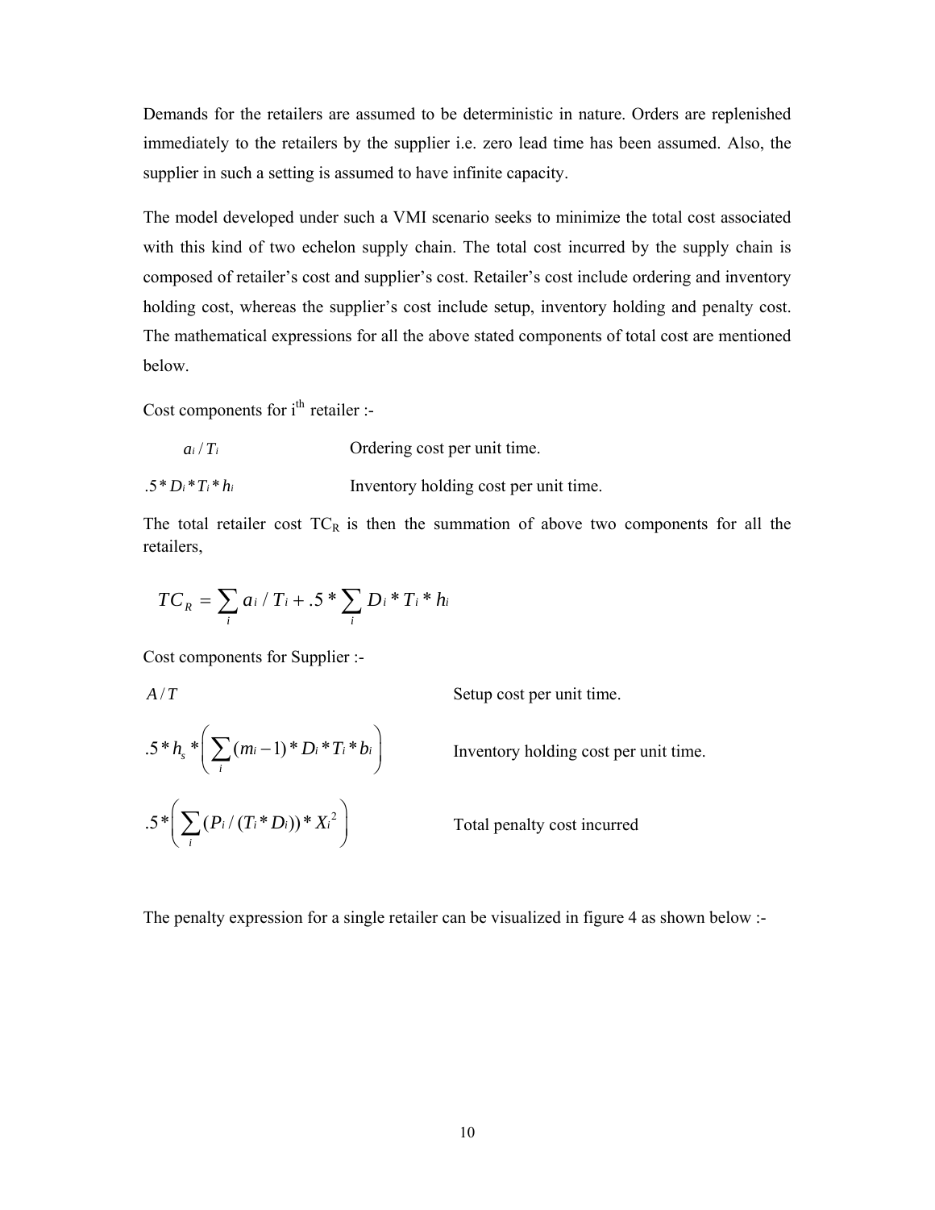Demands for the retailers are assumed to be deterministic in nature. Orders are replenished immediately to the retailers by the supplier i.e. zero lead time has been assumed. Also, the supplier in such a setting is assumed to have infinite capacity.

The model developed under such a VMI scenario seeks to minimize the total cost associated with this kind of two echelon supply chain. The total cost incurred by the supply chain is composed of retailer's cost and supplier's cost. Retailer's cost include ordering and inventory holding cost, whereas the supplier's cost include setup, inventory holding and penalty cost. The mathematical expressions for all the above stated components of total cost are mentioned below.

Cost components for $i^{th}$ retailer :-

| | |
|---|---|
| $a_i / T_i$ | Ordering cost per unit time. |
| $.5 * D_i * T_i * h_i$ | Inventory holding cost per unit time. |

The total retailer cost $TC_R$ is then the summation of above two components for all the retailers,

$$TC_R = \sum_i a_i / T_i + .5 * \sum_i D_i * T_i * h_i$$

Cost components for Supplier :-

| | |
|---|---|
| $A / T$ | Setup cost per unit time. |
| $.5 * h_s * \left( \sum_i (m_i - 1) * D_i * T_i * b_i \right)$ | Inventory holding cost per unit time. |
| $.5 * \left( \sum_i (P_i / (T_i * D_i)) * X_i^2 \right)$ | Total penalty cost incurred |

The penalty expression for a single retailer can be visualized in figure 4 as shown below :-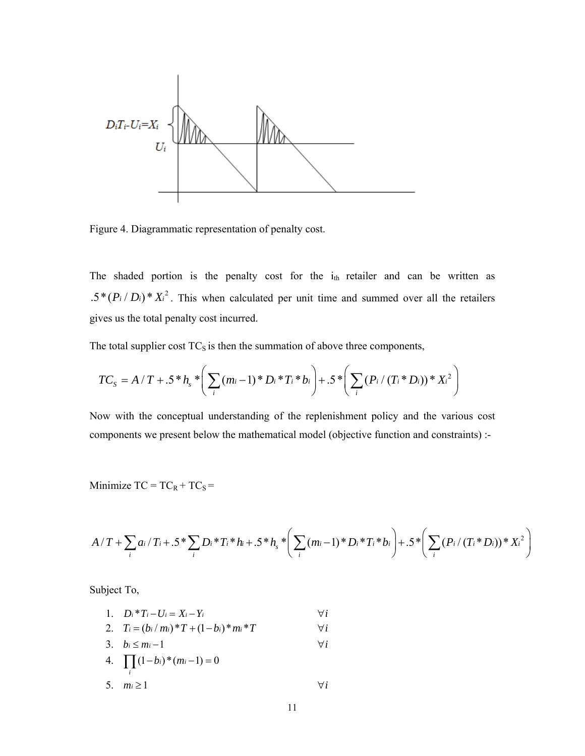Figure 4. Diagrammatic representation of penalty cost.

The shaded portion is the penalty cost for the $i_{th}$ retailer and can be written as $.5*(P_i / D_i)*X_i^2$. This when calculated per unit time and summed over all the retailers gives us the total penalty cost incurred.

The total supplier cost $TC_S$ is then the summation of above three components,

$$TC_S = A/T + .5*h_s*\left(\sum_i (m_i - 1)*D_i*T_i*b_i\right) + .5*\left(\sum_i (P_i/(T_i*D_i))*X_i^2\right)$$

Now with the conceptual understanding of the replenishment policy and the various cost components we present below the mathematical model (objective function and constraints) :-

Minimize TC = $TC_R$ + $TC_S$ =

$$A/T + \sum_i a_i/T_i + .5*\sum_i D_i*T_i*h_i + .5*h_s*\left(\sum_i (m_i - 1)*D_i*T_i*b_i\right) + .5*\left(\sum_i (P_i/(T_i*D_i))*X_i^2\right)$$

Subject To,

1. $D_i*T_i - U_i = X_i - Y_i \qquad \forall i$
2. $T_i = (b_i/m_i)*T + (1-b_i)*m_i*T \qquad \forall i$
3. $b_i \leq m_i - 1 \qquad \forall i$
4. $\prod_i (1-b_i)*(m_i - 1) = 0$
5. $m_i \geq 1 \qquad \forall i$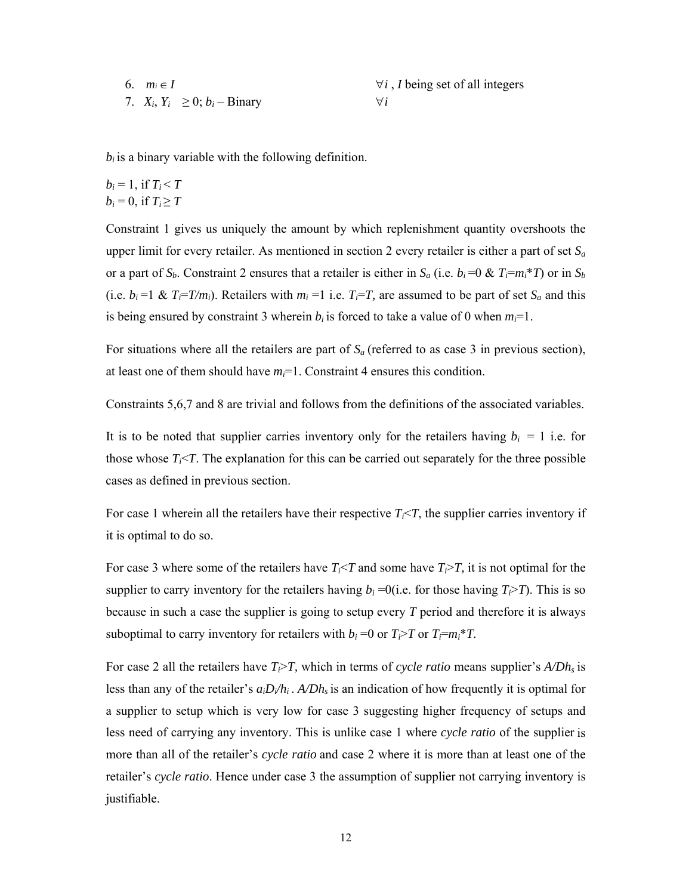6. $m_i \in I$ $\forall i$ , $I$ being set of all integers
7. $X_i$, $Y_i$ $\geq 0$; $b_i$ – Binary $\forall i$

$b_i$ is a binary variable with the following definition.

$b_i = 1$, if $T_i < T$
$b_i = 0$, if $T_i \geq T$

Constraint 1 gives us uniquely the amount by which replenishment quantity overshoots the upper limit for every retailer. As mentioned in section 2 every retailer is either a part of set $S_a$ or a part of $S_b$. Constraint 2 ensures that a retailer is either in $S_a$ (i.e. $b_i = 0$ & $T_i = m_i * T$) or in $S_b$ (i.e. $b_i = 1$ & $T_i = T/m_i$). Retailers with $m_i = 1$ i.e. $T_i = T$, are assumed to be part of set $S_a$ and this is being ensured by constraint 3 wherein $b_i$ is forced to take a value of 0 when $m_i = 1$.

For situations where all the retailers are part of $S_a$ (referred to as case 3 in previous section), at least one of them should have $m_i = 1$. Constraint 4 ensures this condition.

Constraints 5,6,7 and 8 are trivial and follows from the definitions of the associated variables.

It is to be noted that supplier carries inventory only for the retailers having $b_i = 1$ i.e. for those whose $T_i < T$. The explanation for this can be carried out separately for the three possible cases as defined in previous section.

For case 1 wherein all the retailers have their respective $T_i < T$, the supplier carries inventory if it is optimal to do so.

For case 3 where some of the retailers have $T_i < T$ and some have $T_i > T$, it is not optimal for the supplier to carry inventory for the retailers having $b_i = 0$(i.e. for those having $T_i > T$). This is so because in such a case the supplier is going to setup every $T$ period and therefore it is always suboptimal to carry inventory for retailers with $b_i = 0$ or $T_i > T$ or $T_i = m_i * T$.

For case 2 all the retailers have $T_i > T$, which in terms of *cycle ratio* means supplier's $A/Dh_s$ is less than any of the retailer's $a_iD_i/h_i$ . $A/Dh_s$ is an indication of how frequently it is optimal for a supplier to setup which is very low for case 3 suggesting higher frequency of setups and less need of carrying any inventory. This is unlike case 1 where *cycle ratio* of the supplier is more than all of the retailer's *cycle ratio* and case 2 where it is more than at least one of the retailer's *cycle ratio*. Hence under case 3 the assumption of supplier not carrying inventory is justifiable.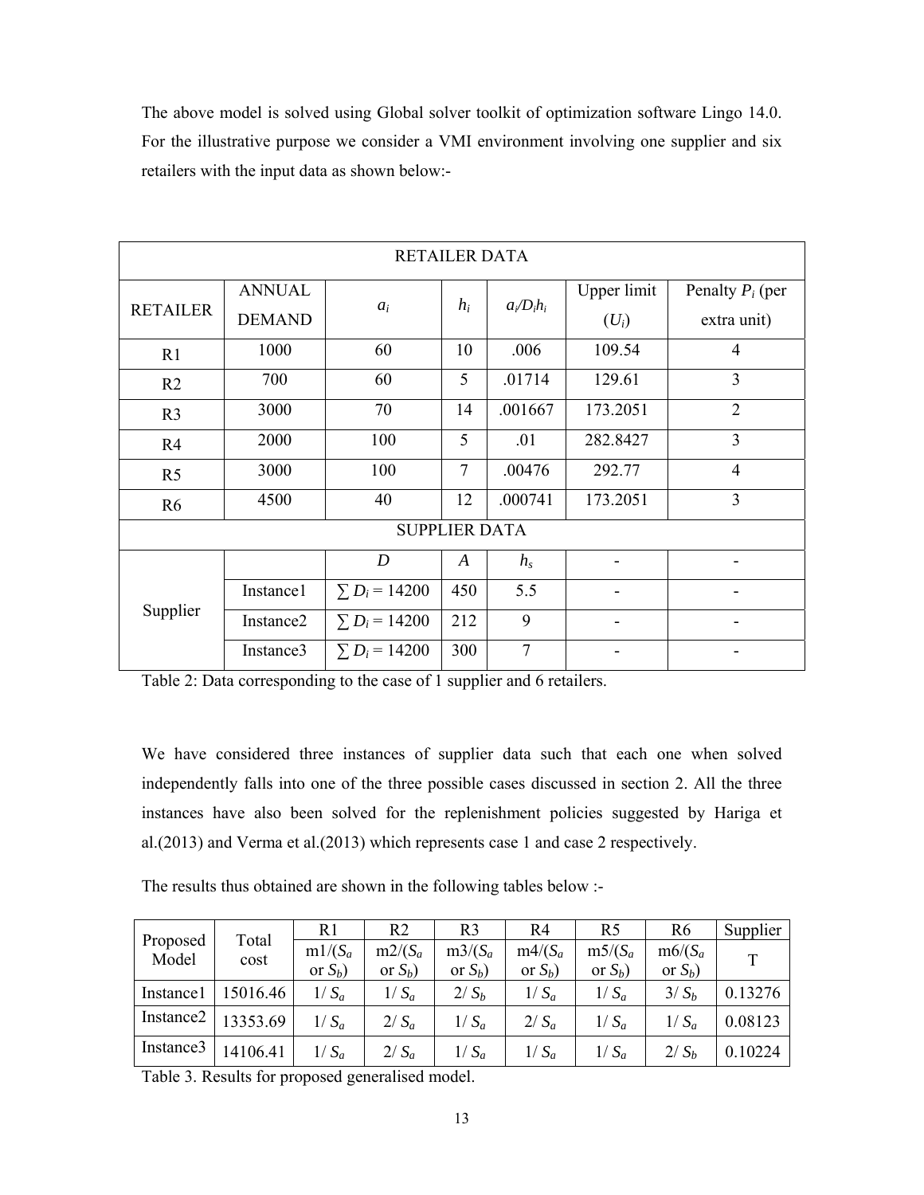The above model is solved using Global solver toolkit of optimization software Lingo 14.0. For the illustrative purpose we consider a VMI environment involving one supplier and six retailers with the input data as shown below:-

| RETAILER DATA | | | | | | |
|---|---|---|---|---|---|---|
| RETAILER | ANNUAL DEMAND | $a_i$ | $h_i$ | $a_i/D_ih_i$ | Upper limit ($U_i$) | Penalty $P_i$ (per extra unit) |
| R1 | 1000 | 60 | 10 | .006 | 109.54 | 4 |
| R2 | 700 | 60 | 5 | .01714 | 129.61 | 3 |
| R3 | 3000 | 70 | 14 | .001667 | 173.2051 | 2 |
| R4 | 2000 | 100 | 5 | .01 | 282.8427 | 3 |
| R5 | 3000 | 100 | 7 | .00476 | 292.77 | 4 |
| R6 | 4500 | 40 | 12 | .000741 | 173.2051 | 3 |
| SUPPLIER DATA | | | | | | |
| Supplier | | $D$ | $A$ | $h_s$ | - | - |
| | Instance1 | $\sum D_i = 14200$ | 450 | 5.5 | - | - |
| | Instance2 | $\sum D_i = 14200$ | 212 | 9 | - | - |
| | Instance3 | $\sum D_i = 14200$ | 300 | 7 | - | - |

Table 2: Data corresponding to the case of 1 supplier and 6 retailers.

We have considered three instances of supplier data such that each one when solved independently falls into one of the three possible cases discussed in section 2. All the three instances have also been solved for the replenishment policies suggested by Hariga et al.(2013) and Verma et al.(2013) which represents case 1 and case 2 respectively.

The results thus obtained are shown in the following tables below :-

| Proposed Model | Total cost | R1 | R2 | R3 | R4 | R5 | R6 | Supplier |
|---|---|---|---|---|---|---|---|---|
| | | m1/($S_a$ or $S_b$) | m2/($S_a$ or $S_b$) | m3/($S_a$ or $S_b$) | m4/($S_a$ or $S_b$) | m5/($S_a$ or $S_b$) | m6/($S_a$ or $S_b$) | T |
| Instance1 | 15016.46 | 1/ $S_a$ | 1/ $S_a$ | 2/ $S_b$ | 1/ $S_a$ | 1/ $S_a$ | 3/ $S_b$ | 0.13276 |
| Instance2 | 13353.69 | 1/ $S_a$ | 2/ $S_a$ | 1/ $S_a$ | 2/ $S_a$ | 1/ $S_a$ | 1/ $S_a$ | 0.08123 |
| Instance3 | 14106.41 | 1/ $S_a$ | 2/ $S_a$ | 1/ $S_a$ | 1/ $S_a$ | 1/ $S_a$ | 2/ $S_b$ | 0.10224 |

Table 3. Results for proposed generalised model.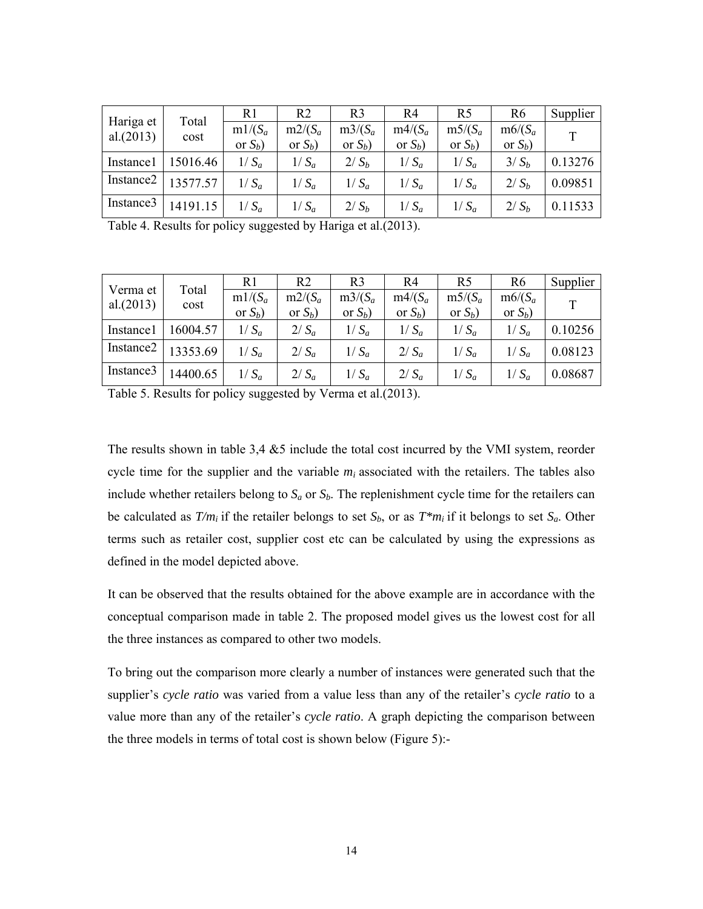| Hariga et al.(2013) | Total cost | R1 | R2 | R3 | R4 | R5 | R6 | Supplier |
|---|---|---|---|---|---|---|---|---|
| | | m1/($S_a$ or $S_b$) | m2/($S_a$ or $S_b$) | m3/($S_a$ or $S_b$) | m4/($S_a$ or $S_b$) | m5/($S_a$ or $S_b$) | m6/($S_a$ or $S_b$) | T |
| Instance1 | 15016.46 | 1/ $S_a$ | 1/ $S_a$ | 2/ $S_b$ | 1/ $S_a$ | 1/ $S_a$ | 3/ $S_b$ | 0.13276 |
| Instance2 | 13577.57 | 1/ $S_a$ | 1/ $S_a$ | 1/ $S_a$ | 1/ $S_a$ | 1/ $S_a$ | 2/ $S_b$ | 0.09851 |
| Instance3 | 14191.15 | 1/ $S_a$ | 1/ $S_a$ | 2/ $S_b$ | 1/ $S_a$ | 1/ $S_a$ | 2/ $S_b$ | 0.11533 |

Table 4. Results for policy suggested by Hariga et al.(2013).

| Verma et al.(2013) | Total cost | R1 | R2 | R3 | R4 | R5 | R6 | Supplier |
|---|---|---|---|---|---|---|---|---|
| | | m1/($S_a$ or $S_b$) | m2/($S_a$ or $S_b$) | m3/($S_a$ or $S_b$) | m4/($S_a$ or $S_b$) | m5/($S_a$ or $S_b$) | m6/($S_a$ or $S_b$) | T |
| Instance1 | 16004.57 | 1/ $S_a$ | 2/ $S_a$ | 1/ $S_a$ | 1/ $S_a$ | 1/ $S_a$ | 1/ $S_a$ | 0.10256 |
| Instance2 | 13353.69 | 1/ $S_a$ | 2/ $S_a$ | 1/ $S_a$ | 2/ $S_a$ | 1/ $S_a$ | 1/ $S_a$ | 0.08123 |
| Instance3 | 14400.65 | 1/ $S_a$ | 2/ $S_a$ | 1/ $S_a$ | 2/ $S_a$ | 1/ $S_a$ | 1/ $S_a$ | 0.08687 |

Table 5. Results for policy suggested by Verma et al.(2013).

The results shown in table 3,4 &5 include the total cost incurred by the VMI system, reorder cycle time for the supplier and the variable $m_i$ associated with the retailers. The tables also include whether retailers belong to $S_a$ or $S_b$. The replenishment cycle time for the retailers can be calculated as $T/m_i$ if the retailer belongs to set $S_b$, or as $T*m_i$ if it belongs to set $S_a$. Other terms such as retailer cost, supplier cost etc can be calculated by using the expressions as defined in the model depicted above.

It can be observed that the results obtained for the above example are in accordance with the conceptual comparison made in table 2. The proposed model gives us the lowest cost for all the three instances as compared to other two models.

To bring out the comparison more clearly a number of instances were generated such that the supplier's *cycle ratio* was varied from a value less than any of the retailer's *cycle ratio* to a value more than any of the retailer's *cycle ratio*. A graph depicting the comparison between the three models in terms of total cost is shown below (Figure 5):-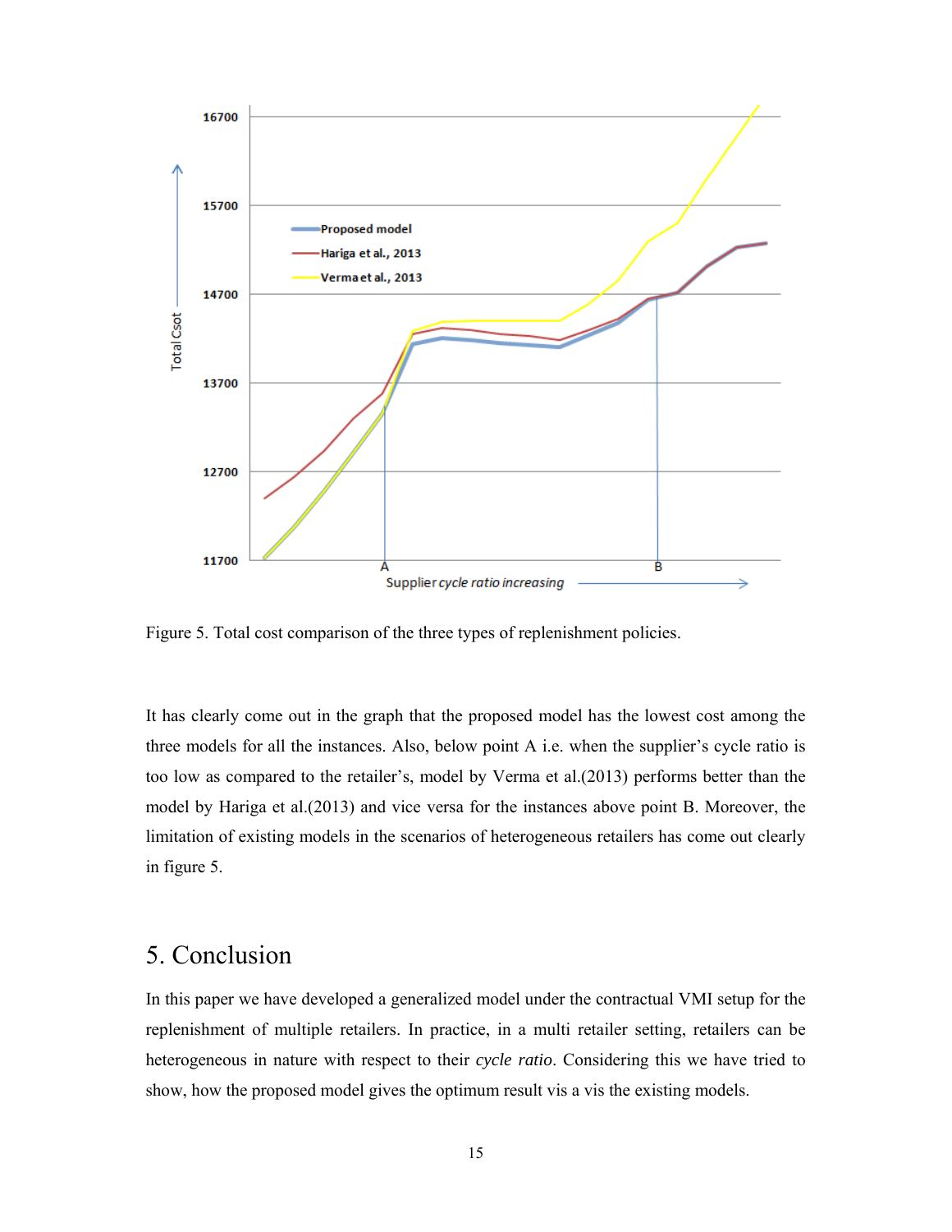Figure 5. Total cost comparison of the three types of replenishment policies.

It has clearly come out in the graph that the proposed model has the lowest cost among the three models for all the instances. Also, below point A i.e. when the supplier's cycle ratio is too low as compared to the retailer's, model by Verma et al.(2013) performs better than the model by Hariga et al.(2013) and vice versa for the instances above point B. Moreover, the limitation of existing models in the scenarios of heterogeneous retailers has come out clearly in figure 5.

# 5. Conclusion

In this paper we have developed a generalized model under the contractual VMI setup for the replenishment of multiple retailers. In practice, in a multi retailer setting, retailers can be heterogeneous in nature with respect to their *cycle ratio*. Considering this we have tried to show, how the proposed model gives the optimum result vis a vis the existing models.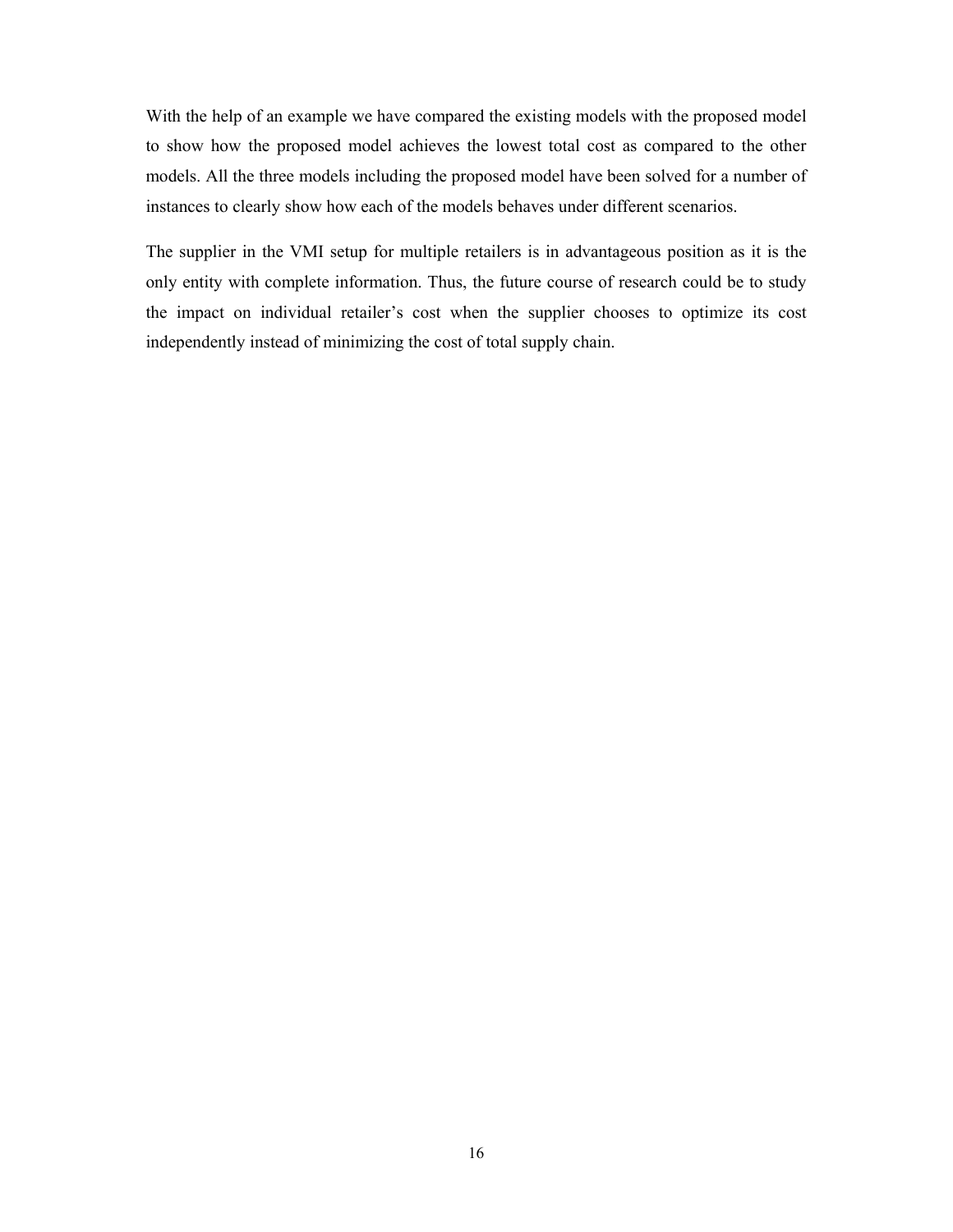With the help of an example we have compared the existing models with the proposed model to show how the proposed model achieves the lowest total cost as compared to the other models. All the three models including the proposed model have been solved for a number of instances to clearly show how each of the models behaves under different scenarios.

The supplier in the VMI setup for multiple retailers is in advantageous position as it is the only entity with complete information. Thus, the future course of research could be to study the impact on individual retailer's cost when the supplier chooses to optimize its cost independently instead of minimizing the cost of total supply chain.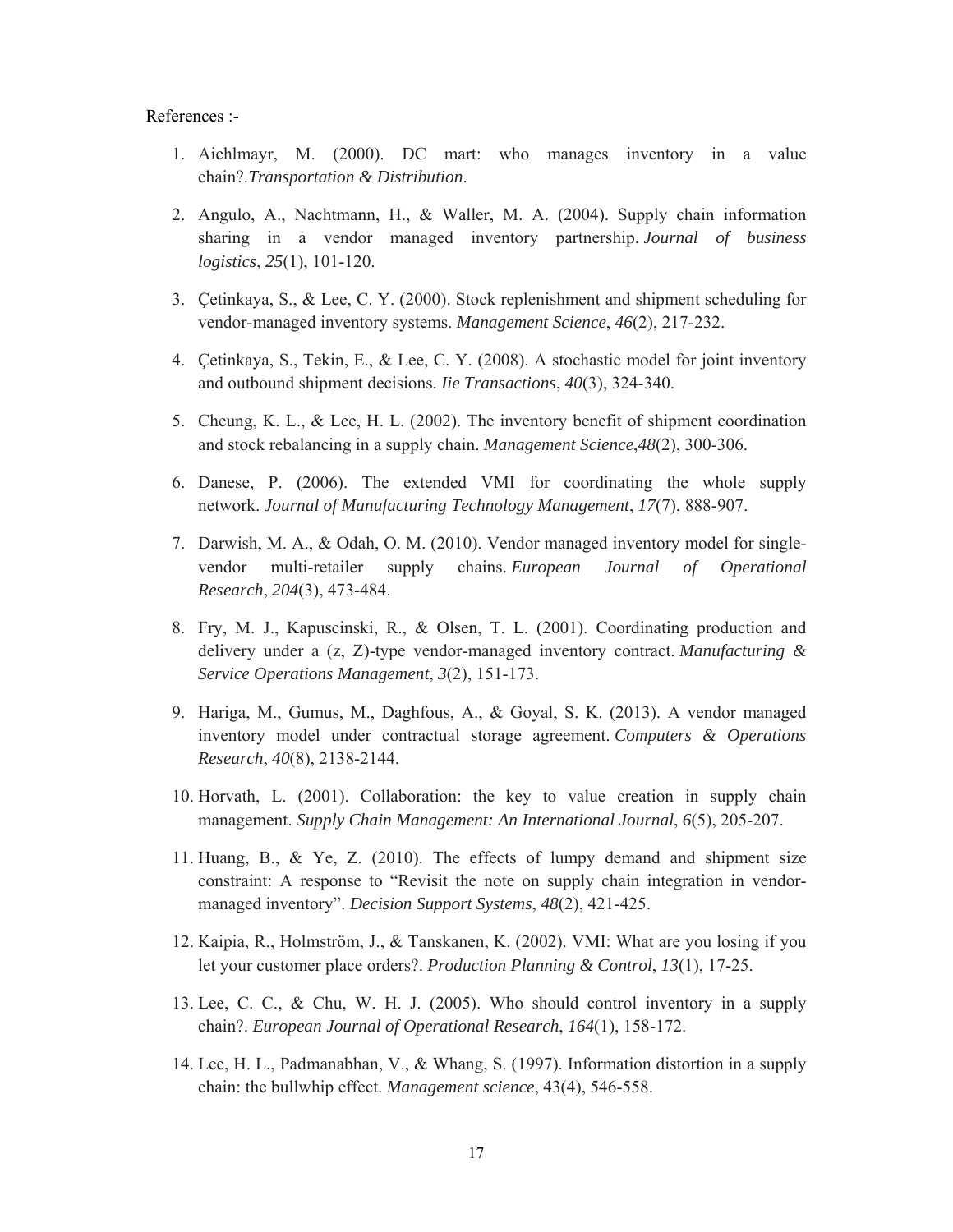References :-

1. Aichlmayr, M. (2000). DC mart: who manages inventory in a value chain?.*Transportation & Distribution*.
2. Angulo, A., Nachtmann, H., & Waller, M. A. (2004). Supply chain information sharing in a vendor managed inventory partnership. *Journal of business logistics*, *25*(1), 101-120.
3. Çetinkaya, S., & Lee, C. Y. (2000). Stock replenishment and shipment scheduling for vendor-managed inventory systems. *Management Science*, *46*(2), 217-232.
4. Çetinkaya, S., Tekin, E., & Lee, C. Y. (2008). A stochastic model for joint inventory and outbound shipment decisions. *Iie Transactions*, *40*(3), 324-340.
5. Cheung, K. L., & Lee, H. L. (2002). The inventory benefit of shipment coordination and stock rebalancing in a supply chain. *Management Science*,*48*(2), 300-306.
6. Danese, P. (2006). The extended VMI for coordinating the whole supply network. *Journal of Manufacturing Technology Management*, *17*(7), 888-907.
7. Darwish, M. A., & Odah, O. M. (2010). Vendor managed inventory model for single-vendor multi-retailer supply chains. *European Journal of Operational Research*, *204*(3), 473-484.
8. Fry, M. J., Kapuscinski, R., & Olsen, T. L. (2001). Coordinating production and delivery under a (z, Z)-type vendor-managed inventory contract. *Manufacturing & Service Operations Management*, *3*(2), 151-173.
9. Hariga, M., Gumus, M., Daghfous, A., & Goyal, S. K. (2013). A vendor managed inventory model under contractual storage agreement. *Computers & Operations Research*, *40*(8), 2138-2144.
10. Horvath, L. (2001). Collaboration: the key to value creation in supply chain management. *Supply Chain Management: An International Journal*, *6*(5), 205-207.
11. Huang, B., & Ye, Z. (2010). The effects of lumpy demand and shipment size constraint: A response to "Revisit the note on supply chain integration in vendor-managed inventory". *Decision Support Systems*, *48*(2), 421-425.
12. Kaipia, R., Holmström, J., & Tanskanen, K. (2002). VMI: What are you losing if you let your customer place orders?. *Production Planning & Control*, *13*(1), 17-25.
13. Lee, C. C., & Chu, W. H. J. (2005). Who should control inventory in a supply chain?. *European Journal of Operational Research*, *164*(1), 158-172.
14. Lee, H. L., Padmanabhan, V., & Whang, S. (1997). Information distortion in a supply chain: the bullwhip effect. *Management science*, 43(4), 546-558.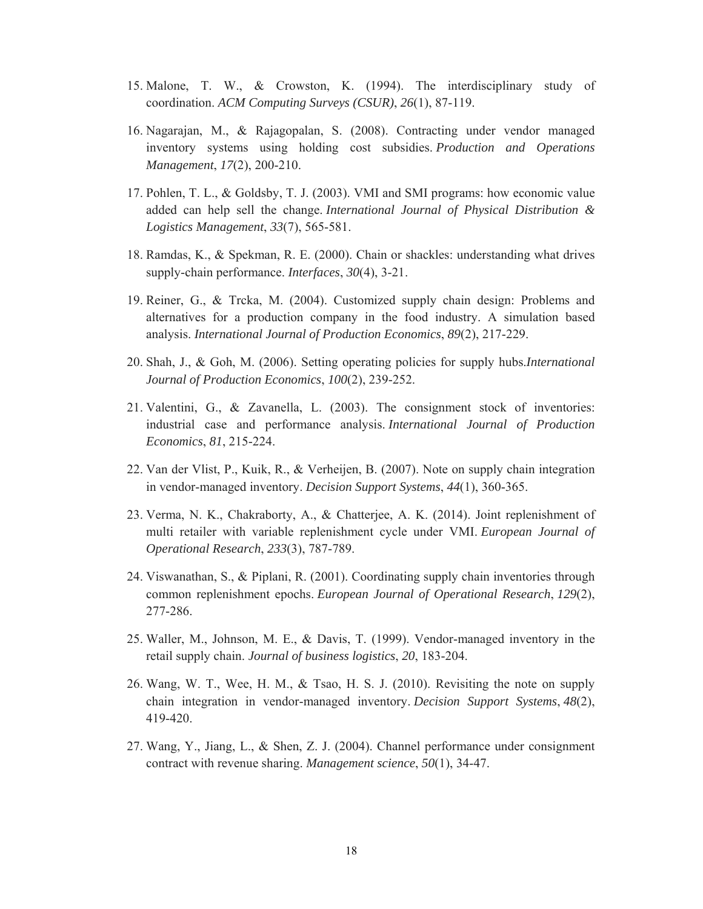15. Malone, T. W., & Crowston, K. (1994). The interdisciplinary study of coordination. *ACM Computing Surveys (CSUR)*, *26*(1), 87-119.

16. Nagarajan, M., & Rajagopalan, S. (2008). Contracting under vendor managed inventory systems using holding cost subsidies. *Production and Operations Management*, *17*(2), 200-210.

17. Pohlen, T. L., & Goldsby, T. J. (2003). VMI and SMI programs: how economic value added can help sell the change. *International Journal of Physical Distribution & Logistics Management*, *33*(7), 565-581.

18. Ramdas, K., & Spekman, R. E. (2000). Chain or shackles: understanding what drives supply-chain performance. *Interfaces*, *30*(4), 3-21.

19. Reiner, G., & Trcka, M. (2004). Customized supply chain design: Problems and alternatives for a production company in the food industry. A simulation based analysis. *International Journal of Production Economics*, *89*(2), 217-229.

20. Shah, J., & Goh, M. (2006). Setting operating policies for supply hubs.*International Journal of Production Economics*, *100*(2), 239-252.

21. Valentini, G., & Zavanella, L. (2003). The consignment stock of inventories: industrial case and performance analysis. *International Journal of Production Economics*, *81*, 215-224.

22. Van der Vlist, P., Kuik, R., & Verheijen, B. (2007). Note on supply chain integration in vendor-managed inventory. *Decision Support Systems*, *44*(1), 360-365.

23. Verma, N. K., Chakraborty, A., & Chatterjee, A. K. (2014). Joint replenishment of multi retailer with variable replenishment cycle under VMI. *European Journal of Operational Research*, *233*(3), 787-789.

24. Viswanathan, S., & Piplani, R. (2001). Coordinating supply chain inventories through common replenishment epochs. *European Journal of Operational Research*, *129*(2), 277-286.

25. Waller, M., Johnson, M. E., & Davis, T. (1999). Vendor-managed inventory in the retail supply chain. *Journal of business logistics*, *20*, 183-204.

26. Wang, W. T., Wee, H. M., & Tsao, H. S. J. (2010). Revisiting the note on supply chain integration in vendor-managed inventory. *Decision Support Systems*, *48*(2), 419-420.

27. Wang, Y., Jiang, L., & Shen, Z. J. (2004). Channel performance under consignment contract with revenue sharing. *Management science*, *50*(1), 34-47.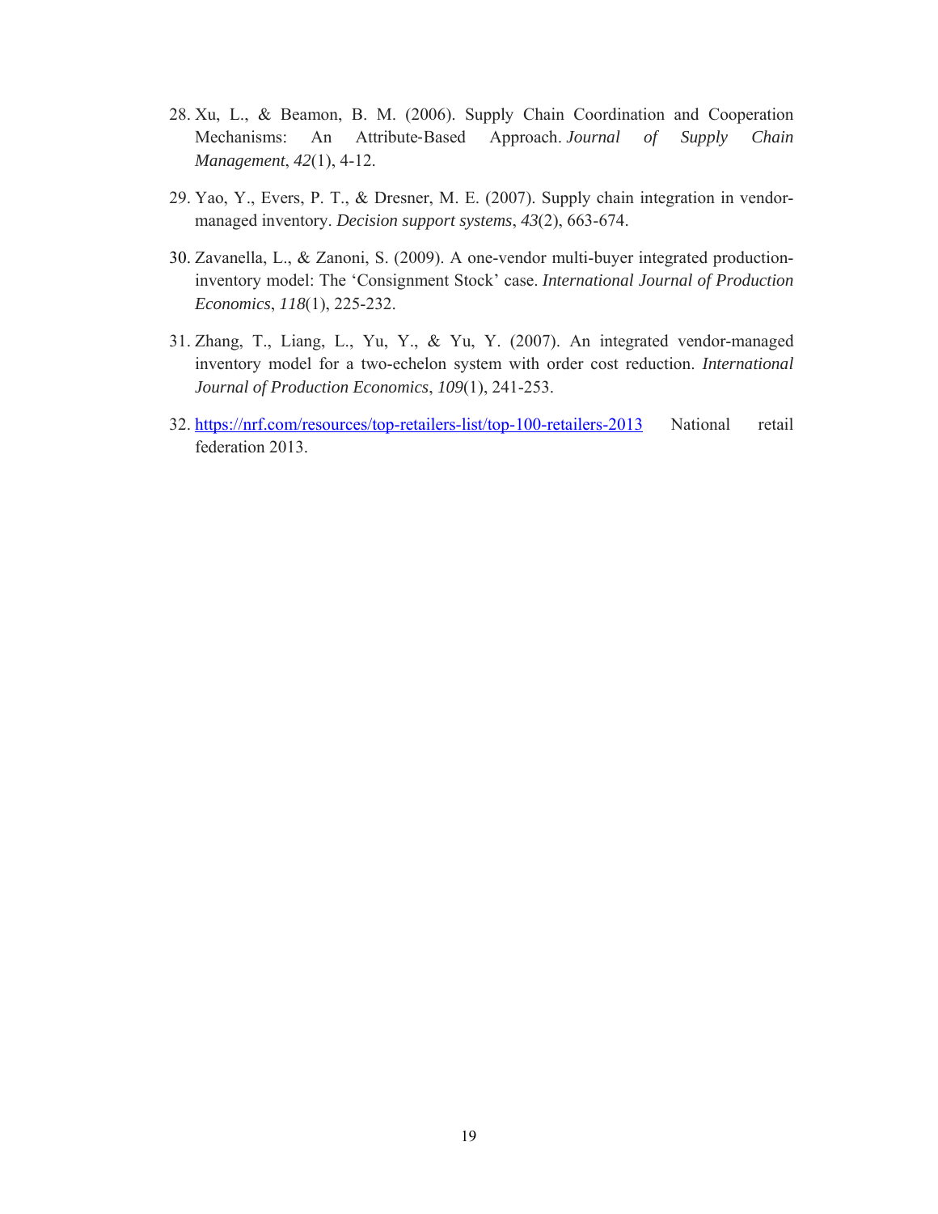28. Xu, L., & Beamon, B. M. (2006). Supply Chain Coordination and Cooperation Mechanisms: An Attribute-Based Approach. *Journal of Supply Chain Management*, *42*(1), 4-12.

29. Yao, Y., Evers, P. T., & Dresner, M. E. (2007). Supply chain integration in vendor-managed inventory. *Decision support systems*, *43*(2), 663-674.

30. Zavanella, L., & Zanoni, S. (2009). A one-vendor multi-buyer integrated production-inventory model: The 'Consignment Stock' case. *International Journal of Production Economics*, *118*(1), 225-232.

31. Zhang, T., Liang, L., Yu, Y., & Yu, Y. (2007). An integrated vendor-managed inventory model for a two-echelon system with order cost reduction. *International Journal of Production Economics*, *109*(1), 241-253.

32. https://nrf.com/resources/top-retailers-list/top-100-retailers-2013 National retail federation 2013.